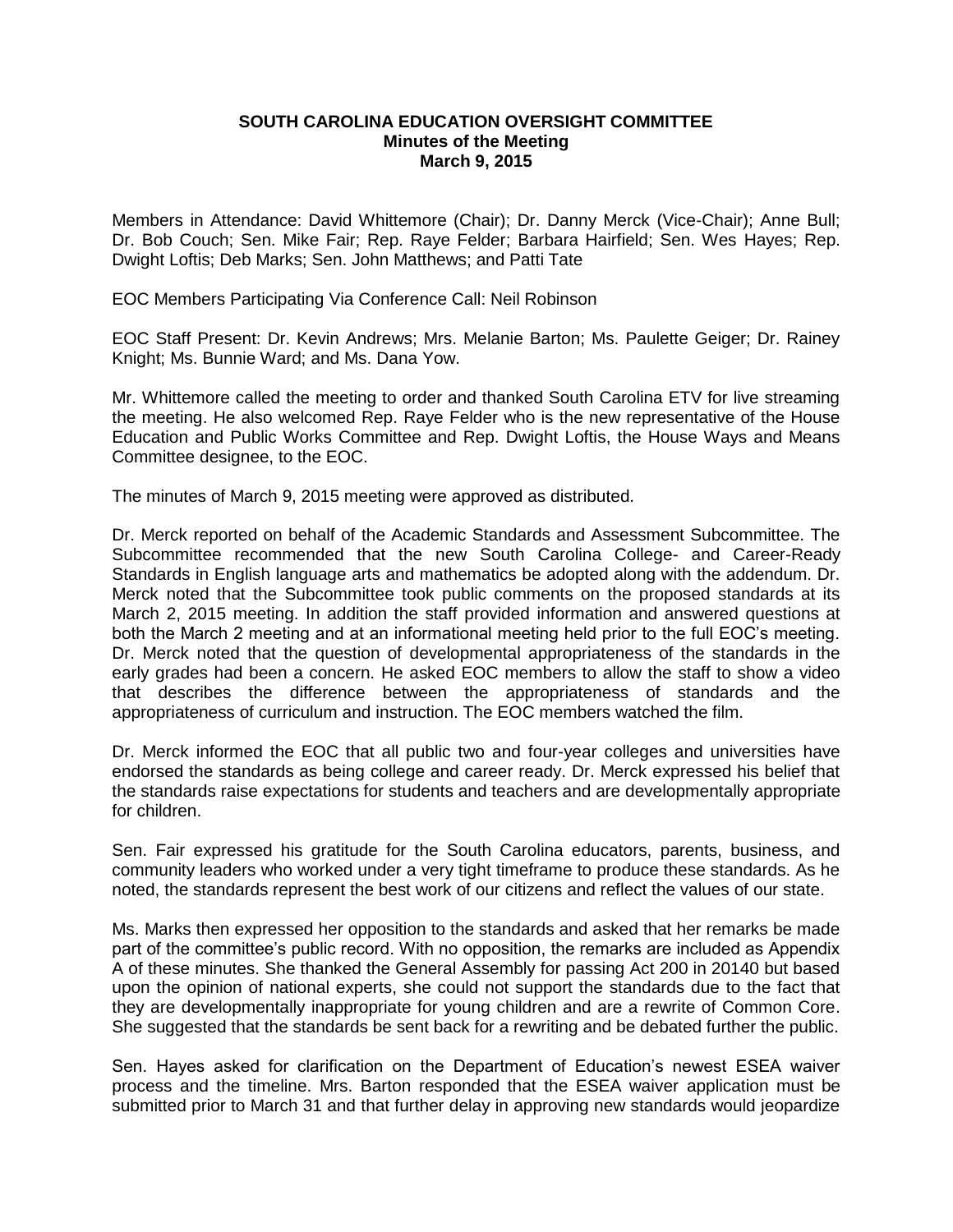**SOUTH CAROLINA EDUCATION OVERSIGHT COMMITTEE**
**Minutes of the Meeting**
**March 9, 2015**

Members in Attendance: David Whittemore (Chair); Dr. Danny Merck (Vice-Chair); Anne Bull; Dr. Bob Couch; Sen. Mike Fair; Rep. Raye Felder; Barbara Hairfield; Sen. Wes Hayes; Rep. Dwight Loftis; Deb Marks; Sen. John Matthews; and Patti Tate

EOC Members Participating Via Conference Call: Neil Robinson

EOC Staff Present: Dr. Kevin Andrews; Mrs. Melanie Barton; Ms. Paulette Geiger; Dr. Rainey Knight; Ms. Bunnie Ward; and Ms. Dana Yow.

Mr. Whittemore called the meeting to order and thanked South Carolina ETV for live streaming the meeting. He also welcomed Rep. Raye Felder who is the new representative of the House Education and Public Works Committee and Rep. Dwight Loftis, the House Ways and Means Committee designee, to the EOC.

The minutes of March 9, 2015 meeting were approved as distributed.

Dr. Merck reported on behalf of the Academic Standards and Assessment Subcommittee. The Subcommittee recommended that the new South Carolina College- and Career-Ready Standards in English language arts and mathematics be adopted along with the addendum. Dr. Merck noted that the Subcommittee took public comments on the proposed standards at its March 2, 2015 meeting. In addition the staff provided information and answered questions at both the March 2 meeting and at an informational meeting held prior to the full EOC's meeting. Dr. Merck noted that the question of developmental appropriateness of the standards in the early grades had been a concern. He asked EOC members to allow the staff to show a video that describes the difference between the appropriateness of standards and the appropriateness of curriculum and instruction. The EOC members watched the film.

Dr. Merck informed the EOC that all public two and four-year colleges and universities have endorsed the standards as being college and career ready. Dr. Merck expressed his belief that the standards raise expectations for students and teachers and are developmentally appropriate for children.

Sen. Fair expressed his gratitude for the South Carolina educators, parents, business, and community leaders who worked under a very tight timeframe to produce these standards. As he noted, the standards represent the best work of our citizens and reflect the values of our state.

Ms. Marks then expressed her opposition to the standards and asked that her remarks be made part of the committee's public record. With no opposition, the remarks are included as Appendix A of these minutes. She thanked the General Assembly for passing Act 200 in 20140 but based upon the opinion of national experts, she could not support the standards due to the fact that they are developmentally inappropriate for young children and are a rewrite of Common Core. She suggested that the standards be sent back for a rewriting and be debated further the public.

Sen. Hayes asked for clarification on the Department of Education's newest ESEA waiver process and the timeline. Mrs. Barton responded that the ESEA waiver application must be submitted prior to March 31 and that further delay in approving new standards would jeopardize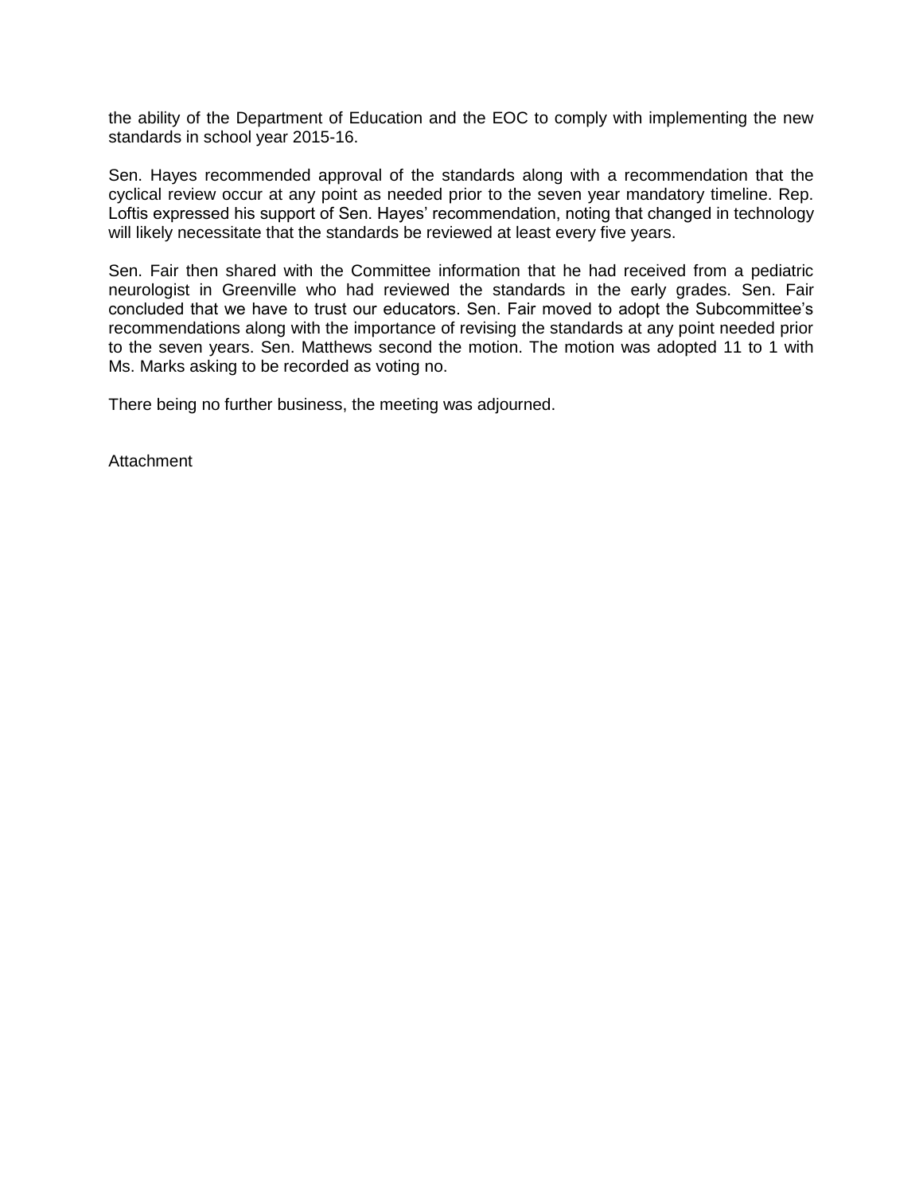the ability of the Department of Education and the EOC to comply with implementing the new standards in school year 2015-16.

Sen. Hayes recommended approval of the standards along with a recommendation that the cyclical review occur at any point as needed prior to the seven year mandatory timeline. Rep. Loftis expressed his support of Sen. Hayes' recommendation, noting that changed in technology will likely necessitate that the standards be reviewed at least every five years.

Sen. Fair then shared with the Committee information that he had received from a pediatric neurologist in Greenville who had reviewed the standards in the early grades. Sen. Fair concluded that we have to trust our educators. Sen. Fair moved to adopt the Subcommittee's recommendations along with the importance of revising the standards at any point needed prior to the seven years. Sen. Matthews second the motion. The motion was adopted 11 to 1 with Ms. Marks asking to be recorded as voting no.

There being no further business, the meeting was adjourned.

Attachment